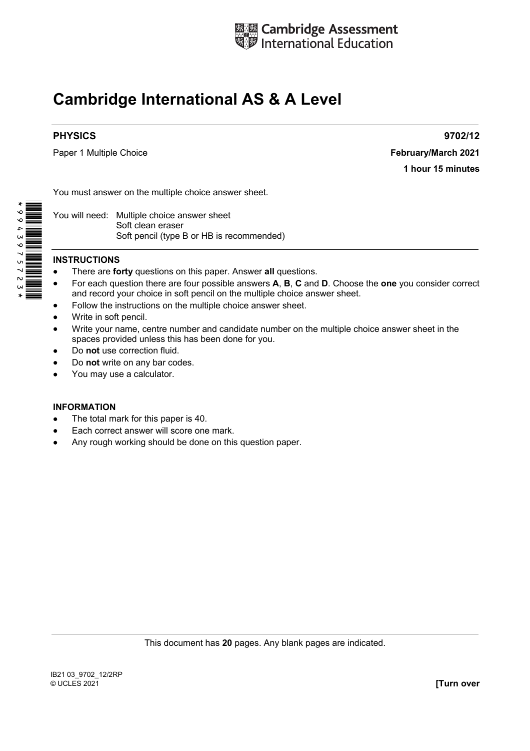Cambridge Assessment International Education

# Cambridge International AS & A Level

**PHYSICS** **9702/12**

Paper 1 Multiple Choice **February/March 2021**

**1 hour 15 minutes**

You must answer on the multiple choice answer sheet.

You will need: Multiple choice answer sheet
Soft clean eraser
Soft pencil (type B or HB is recommended)

## INSTRUCTIONS

- There are **forty** questions on this paper. Answer **all** questions.
- For each question there are four possible answers **A**, **B**, **C** and **D**. Choose the **one** you consider correct and record your choice in soft pencil on the multiple choice answer sheet.
- Follow the instructions on the multiple choice answer sheet.
- Write in soft pencil.
- Write your name, centre number and candidate number on the multiple choice answer sheet in the spaces provided unless this has been done for you.
- Do **not** use correction fluid.
- Do **not** write on any bar codes.
- You may use a calculator.

## INFORMATION

- The total mark for this paper is 40.
- Each correct answer will score one mark.
- Any rough working should be done on this question paper.

This document has **20** pages. Any blank pages are indicated.

IB21 03_9702_12/2RP
© UCLES 2021 **[Turn over**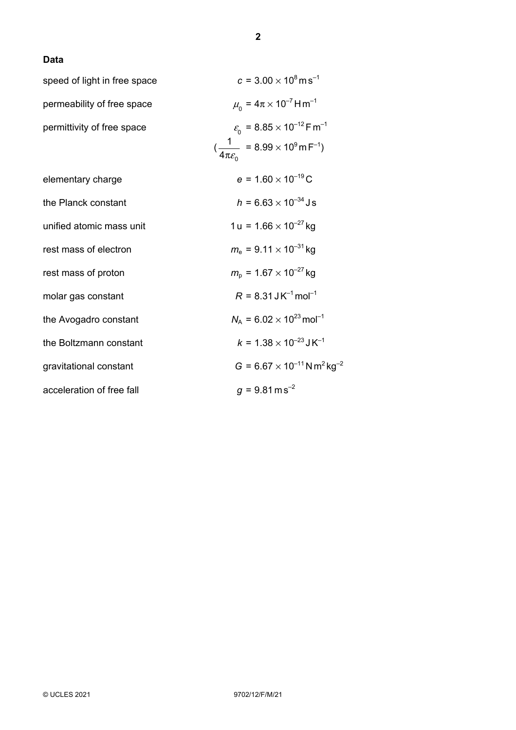**Data**

| | |
|---|---|
| speed of light in free space | $c = 3.00 \times 10^{8}\,\text{m}\,\text{s}^{-1}$ |
| permeability of free space | $\mu_0 = 4\pi \times 10^{-7}\,\text{H}\,\text{m}^{-1}$ |
| permittivity of free space | $\varepsilon_0 = 8.85 \times 10^{-12}\,\text{F}\,\text{m}^{-1}$ |
| | $(\frac{1}{4\pi\varepsilon_0} = 8.99 \times 10^{9}\,\text{m}\,\text{F}^{-1})$ |
| elementary charge | $e = 1.60 \times 10^{-19}\,\text{C}$ |
| the Planck constant | $h = 6.63 \times 10^{-34}\,\text{J}\,\text{s}$ |
| unified atomic mass unit | $1\,\text{u} = 1.66 \times 10^{-27}\,\text{kg}$ |
| rest mass of electron | $m_e = 9.11 \times 10^{-31}\,\text{kg}$ |
| rest mass of proton | $m_p = 1.67 \times 10^{-27}\,\text{kg}$ |
| molar gas constant | $R = 8.31\,\text{J}\,\text{K}^{-1}\,\text{mol}^{-1}$ |
| the Avogadro constant | $N_A = 6.02 \times 10^{23}\,\text{mol}^{-1}$ |
| the Boltzmann constant | $k = 1.38 \times 10^{-23}\,\text{J}\,\text{K}^{-1}$ |
| gravitational constant | $G = 6.67 \times 10^{-11}\,\text{N}\,\text{m}^{2}\,\text{kg}^{-2}$ |
| acceleration of free fall | $g = 9.81\,\text{m}\,\text{s}^{-2}$ |

© UCLES 2021 9702/12/F/M/21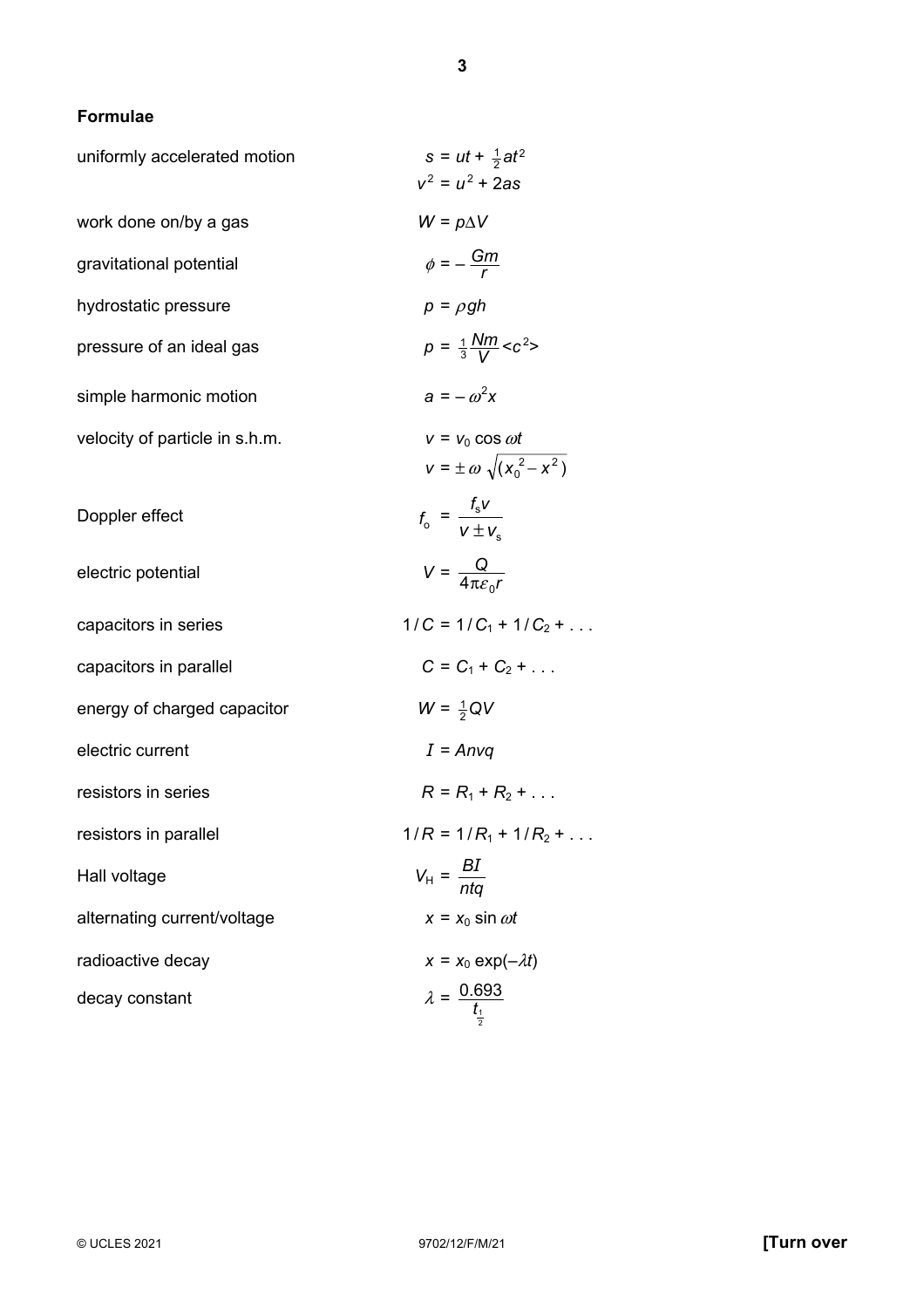## Formulae

| | |
|---|---|
| uniformly accelerated motion | $s = ut + \frac{1}{2}at^2$ |
| | $v^2 = u^2 + 2as$ |
| work done on/by a gas | $W = p\Delta V$ |
| gravitational potential | $\phi = -\dfrac{Gm}{r}$ |
| hydrostatic pressure | $p = \rho gh$ |
| pressure of an ideal gas | $p = \frac{1}{3}\dfrac{Nm}{V}<c^2>$ |
| simple harmonic motion | $a = -\omega^2 x$ |
| velocity of particle in s.h.m. | $v = v_0 \cos \omega t$ |
| | $v = \pm \omega \sqrt{(x_0^{\,2} - x^2)}$ |
| Doppler effect | $f_o = \dfrac{f_s v}{v \pm v_s}$ |
| electric potential | $V = \dfrac{Q}{4\pi\varepsilon_0 r}$ |
| capacitors in series | $1/C = 1/C_1 + 1/C_2 + \ldots$ |
| capacitors in parallel | $C = C_1 + C_2 + \ldots$ |
| energy of charged capacitor | $W = \frac{1}{2}QV$ |
| electric current | $I = Anvq$ |
| resistors in series | $R = R_1 + R_2 + \ldots$ |
| resistors in parallel | $1/R = 1/R_1 + 1/R_2 + \ldots$ |
| Hall voltage | $V_H = \dfrac{BI}{ntq}$ |
| alternating current/voltage | $x = x_0 \sin \omega t$ |
| radioactive decay | $x = x_0 \exp(-\lambda t)$ |
| decay constant | $\lambda = \dfrac{0.693}{t_{\frac{1}{2}}}$ |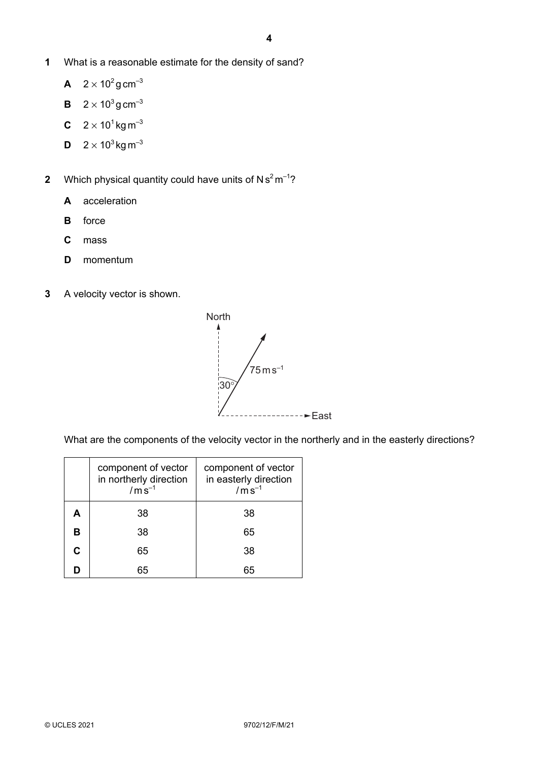**1** What is a reasonable estimate for the density of sand?

**A** $2 \times 10^2\,\text{g cm}^{-3}$

**B** $2 \times 10^3\,\text{g cm}^{-3}$

**C** $2 \times 10^1\,\text{kg m}^{-3}$

**D** $2 \times 10^3\,\text{kg m}^{-3}$

**2** Which physical quantity could have units of $\text{N s}^2\,\text{m}^{-1}$?

**A** acceleration

**B** force

**C** mass

**D** momentum

**3** A velocity vector is shown.

North

$75\,\text{m s}^{-1}$

$30°$

East

What are the components of the velocity vector in the northerly and in the easterly directions?

| | component of vector in northerly direction $/\,\text{m s}^{-1}$ | component of vector in easterly direction $/\,\text{m s}^{-1}$ |
|---|---|---|
| **A** | 38 | 38 |
| **B** | 38 | 65 |
| **C** | 65 | 38 |
| **D** | 65 | 65 |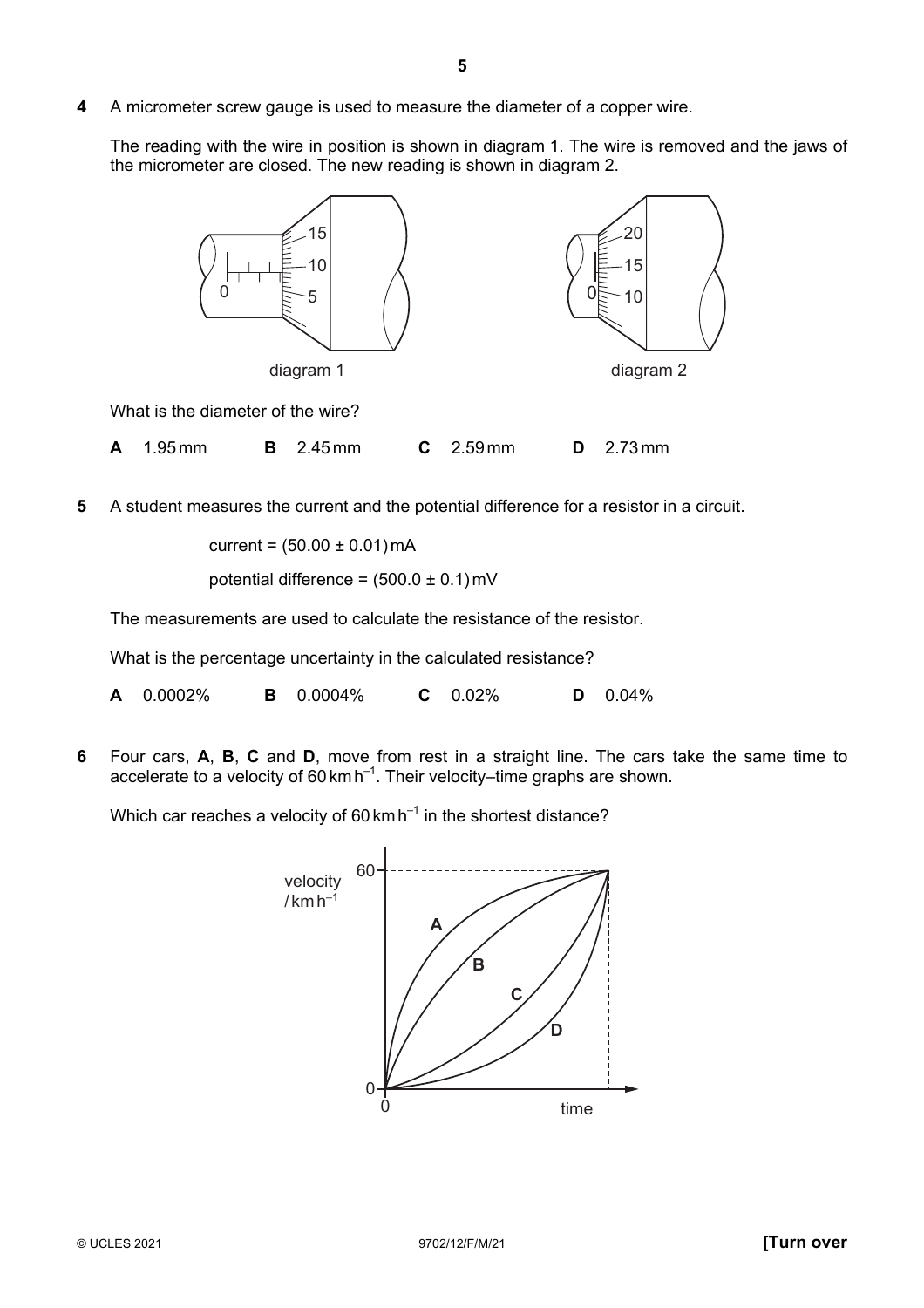**4** A micrometer screw gauge is used to measure the diameter of a copper wire.

The reading with the wire in position is shown in diagram 1. The wire is removed and the jaws of the micrometer are closed. The new reading is shown in diagram 2.

diagram 1

diagram 2

What is the diameter of the wire?

**A** 1.95 mm **B** 2.45 mm **C** 2.59 mm **D** 2.73 mm

**5** A student measures the current and the potential difference for a resistor in a circuit.

current = (50.00 ± 0.01) mA

potential difference = (500.0 ± 0.1) mV

The measurements are used to calculate the resistance of the resistor.

What is the percentage uncertainty in the calculated resistance?

**A** 0.0002% **B** 0.0004% **C** 0.02% **D** 0.04%

**6** Four cars, **A**, **B**, **C** and **D**, move from rest in a straight line. The cars take the same time to accelerate to a velocity of 60 km h$^{-1}$. Their velocity–time graphs are shown.

Which car reaches a velocity of 60 km h$^{-1}$ in the shortest distance?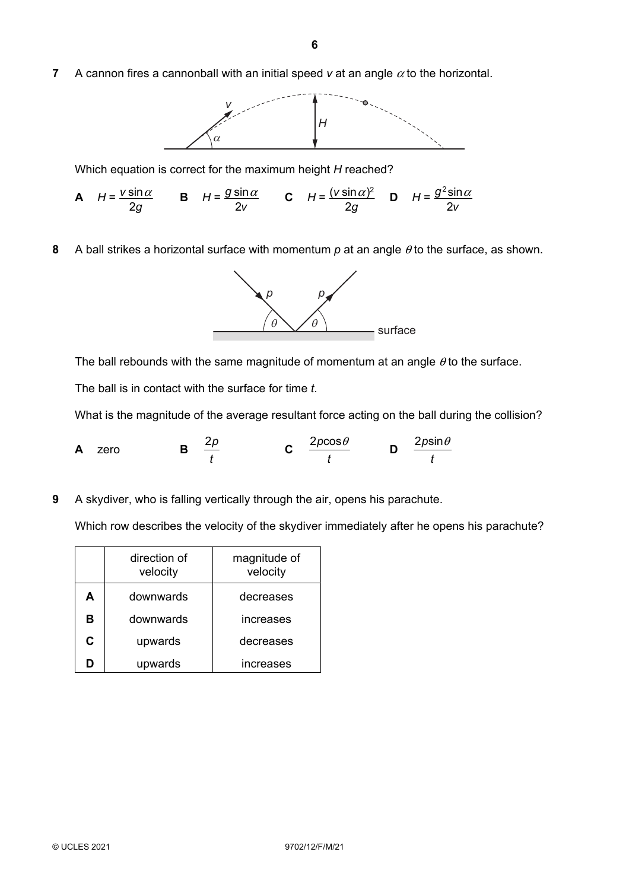**7** A cannon fires a cannonball with an initial speed $v$ at an angle $\alpha$ to the horizontal.

Which equation is correct for the maximum height $H$ reached?

**A** $H = \dfrac{v \sin\alpha}{2g}$ **B** $H = \dfrac{g \sin\alpha}{2v}$ **C** $H = \dfrac{(v \sin\alpha)^2}{2g}$ **D** $H = \dfrac{g^2 \sin\alpha}{2v}$

**8** A ball strikes a horizontal surface with momentum $p$ at an angle $\theta$ to the surface, as shown.

The ball rebounds with the same magnitude of momentum at an angle $\theta$ to the surface.

The ball is in contact with the surface for time $t$.

What is the magnitude of the average resultant force acting on the ball during the collision?

**A** zero **B** $\dfrac{2p}{t}$ **C** $\dfrac{2p\cos\theta}{t}$ **D** $\dfrac{2p\sin\theta}{t}$

**9** A skydiver, who is falling vertically through the air, opens his parachute.

Which row describes the velocity of the skydiver immediately after he opens his parachute?

| | direction of velocity | magnitude of velocity |
|---|---|---|
| **A** | downwards | decreases |
| **B** | downwards | increases |
| **C** | upwards | decreases |
| **D** | upwards | increases |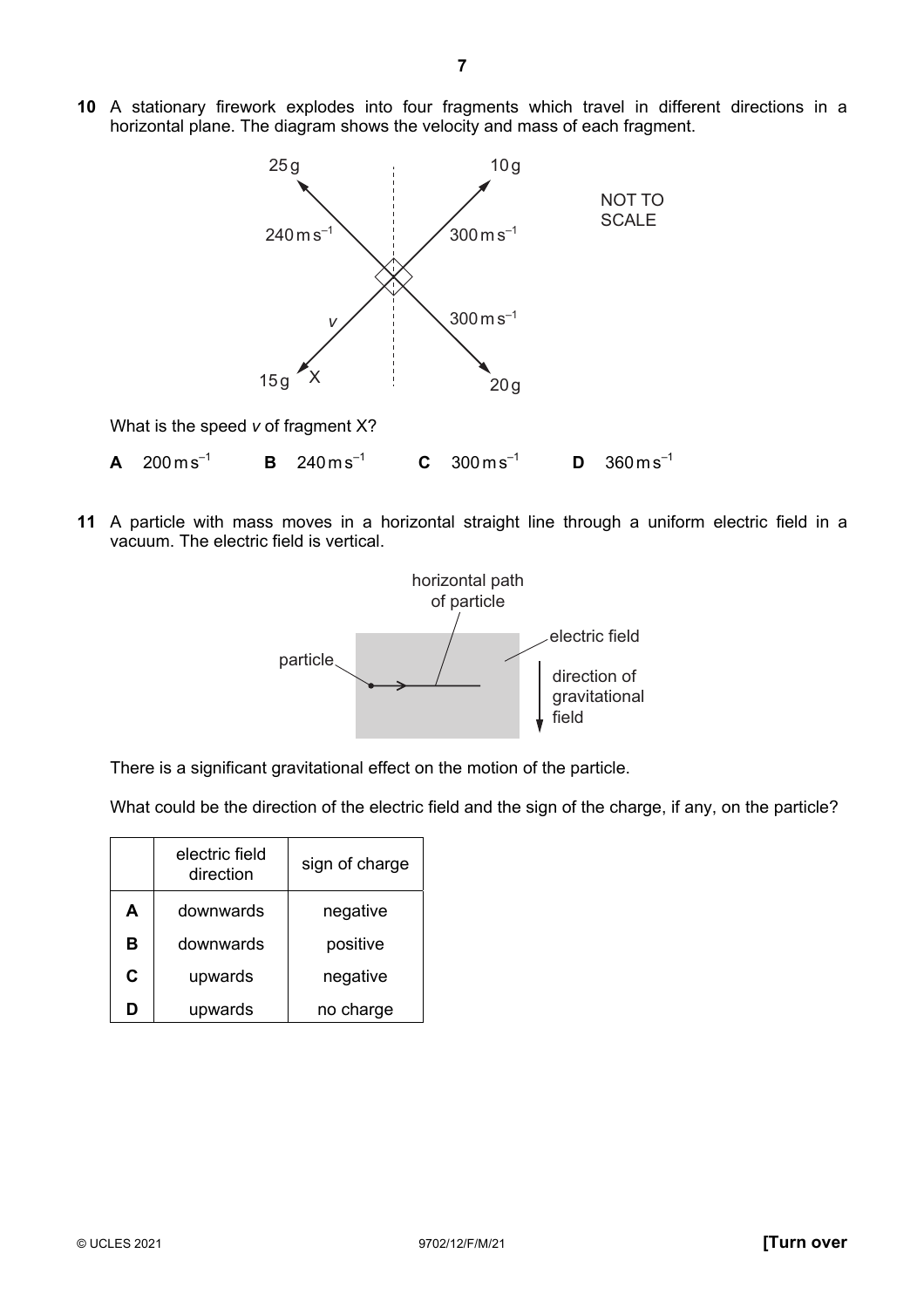**10** A stationary firework explodes into four fragments which travel in different directions in a horizontal plane. The diagram shows the velocity and mass of each fragment.

25 g, 240 m s$^{-1}$ ; 10 g, 300 m s$^{-1}$ ; 20 g, 300 m s$^{-1}$ ; 15 g, $v$, X

NOT TO SCALE

What is the speed $v$ of fragment X?

**A** 200 m s$^{-1}$ **B** 240 m s$^{-1}$ **C** 300 m s$^{-1}$ **D** 360 m s$^{-1}$

**11** A particle with mass moves in a horizontal straight line through a uniform electric field in a vacuum. The electric field is vertical.

particle ; horizontal path of particle ; electric field ; direction of gravitational field

There is a significant gravitational effect on the motion of the particle.

What could be the direction of the electric field and the sign of the charge, if any, on the particle?

| | electric field direction | sign of charge |
|---|---|---|
| **A** | downwards | negative |
| **B** | downwards | positive |
| **C** | upwards | negative |
| **D** | upwards | no charge |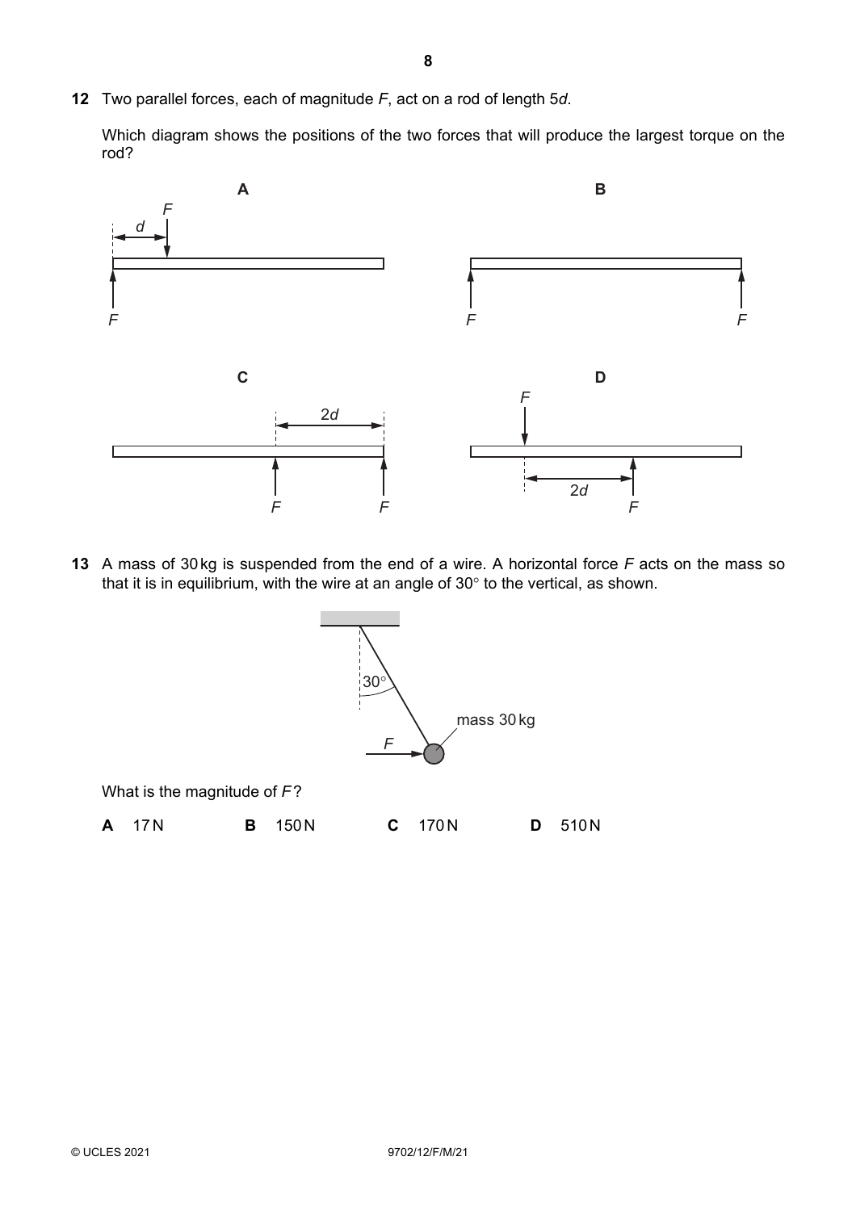**12** Two parallel forces, each of magnitude $F$, act on a rod of length $5d$.

Which diagram shows the positions of the two forces that will produce the largest torque on the rod?

**A**

**B**

**C**

**D**

**13** A mass of 30 kg is suspended from the end of a wire. A horizontal force $F$ acts on the mass so that it is in equilibrium, with the wire at an angle of 30° to the vertical, as shown.

What is the magnitude of $F$?

**A** 17 N **B** 150 N **C** 170 N **D** 510 N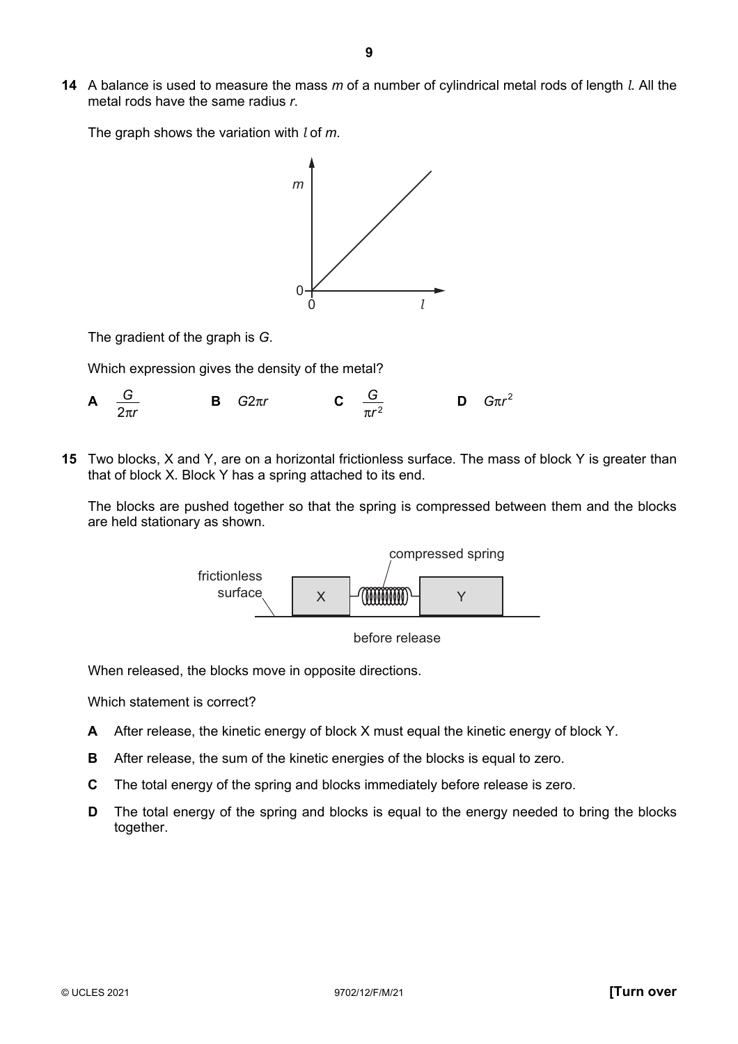**14** A balance is used to measure the mass $m$ of a number of cylindrical metal rods of length $l$. All the metal rods have the same radius $r$.

The graph shows the variation with $l$ of $m$.

The gradient of the graph is $G$.

Which expression gives the density of the metal?

**A** $\dfrac{G}{2\pi r}$ **B** $G2\pi r$ **C** $\dfrac{G}{\pi r^2}$ **D** $G\pi r^2$

**15** Two blocks, X and Y, are on a horizontal frictionless surface. The mass of block Y is greater than that of block X. Block Y has a spring attached to its end.

The blocks are pushed together so that the spring is compressed between them and the blocks are held stationary as shown.

before release

When released, the blocks move in opposite directions.

Which statement is correct?

**A** After release, the kinetic energy of block X must equal the kinetic energy of block Y.

**B** After release, the sum of the kinetic energies of the blocks is equal to zero.

**C** The total energy of the spring and blocks immediately before release is zero.

**D** The total energy of the spring and blocks is equal to the energy needed to bring the blocks together.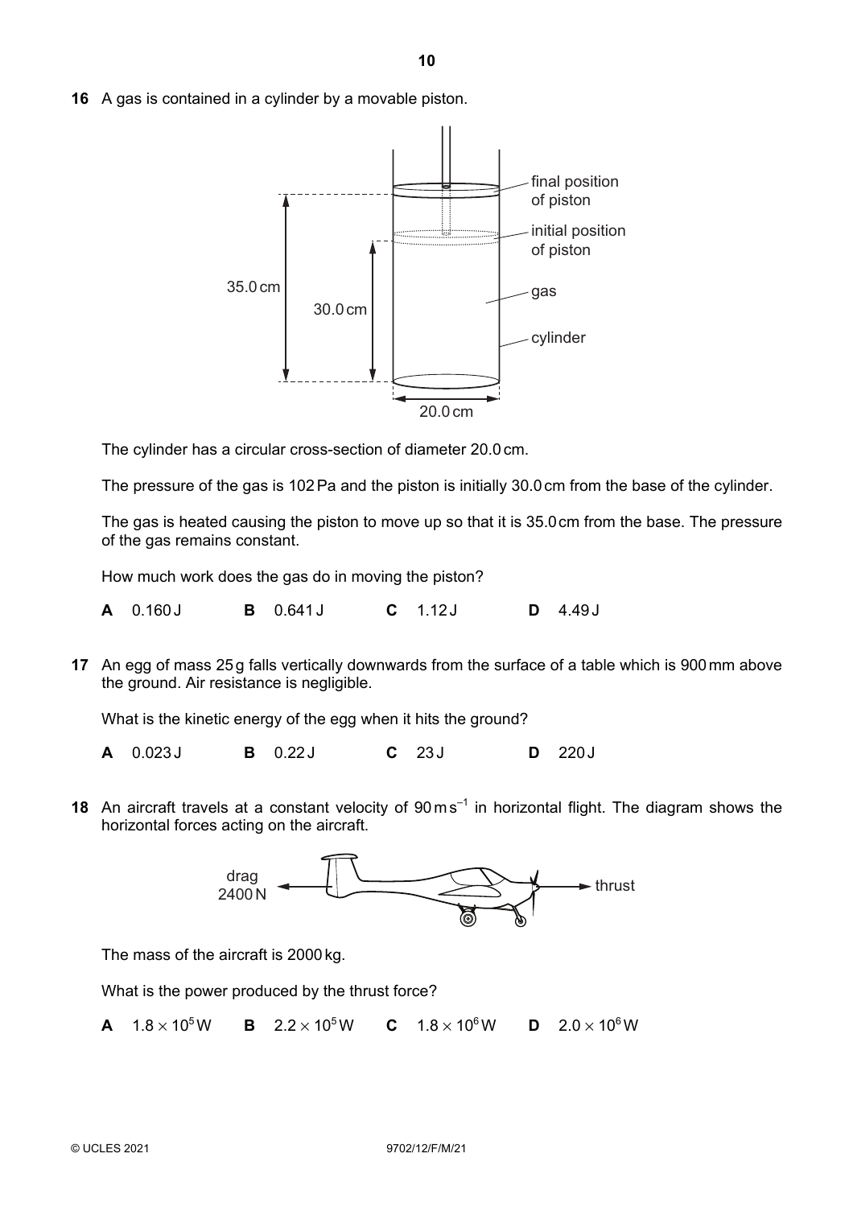**16** A gas is contained in a cylinder by a movable piston.

The cylinder has a circular cross-section of diameter 20.0 cm.

The pressure of the gas is 102 Pa and the piston is initially 30.0 cm from the base of the cylinder.

The gas is heated causing the piston to move up so that it is 35.0 cm from the base. The pressure of the gas remains constant.

How much work does the gas do in moving the piston?

**A** 0.160 J **B** 0.641 J **C** 1.12 J **D** 4.49 J

**17** An egg of mass 25 g falls vertically downwards from the surface of a table which is 900 mm above the ground. Air resistance is negligible.

What is the kinetic energy of the egg when it hits the ground?

**A** 0.023 J **B** 0.22 J **C** 23 J **D** 220 J

**18** An aircraft travels at a constant velocity of $90\,\text{m s}^{-1}$ in horizontal flight. The diagram shows the horizontal forces acting on the aircraft.

The mass of the aircraft is 2000 kg.

What is the power produced by the thrust force?

**A** $1.8 \times 10^5\,\text{W}$ **B** $2.2 \times 10^5\,\text{W}$ **C** $1.8 \times 10^6\,\text{W}$ **D** $2.0 \times 10^6\,\text{W}$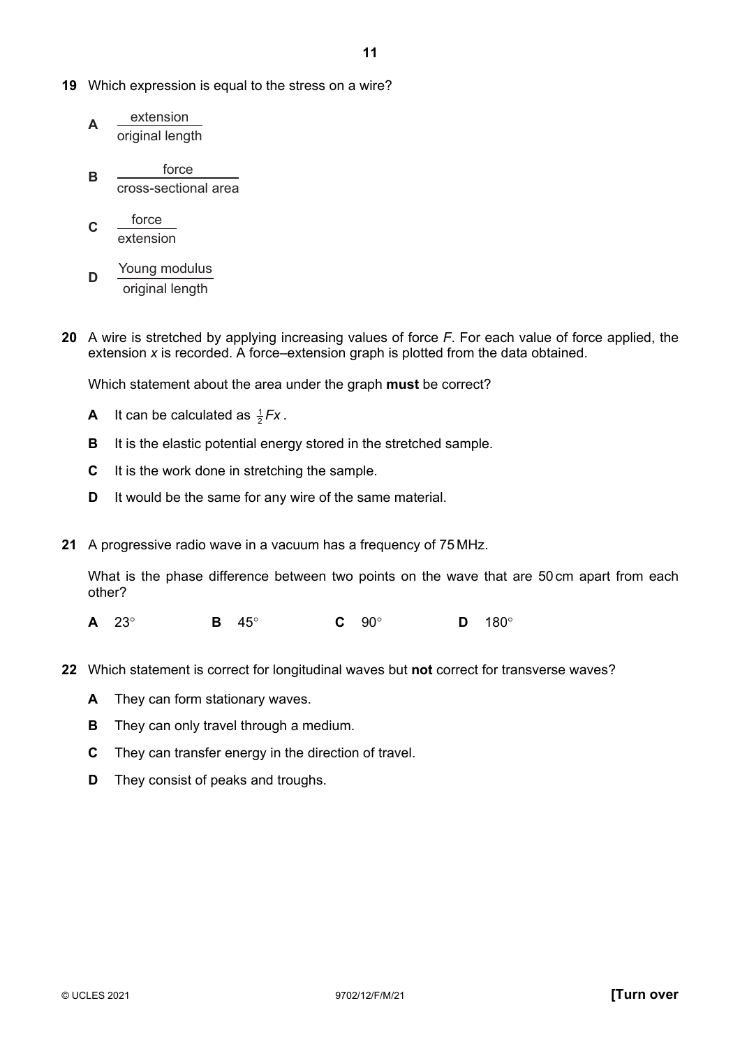**19** Which expression is equal to the stress on a wire?

**A** $\dfrac{\text{extension}}{\text{original length}}$

**B** $\dfrac{\text{force}}{\text{cross-sectional area}}$

**C** $\dfrac{\text{force}}{\text{extension}}$

**D** $\dfrac{\text{Young modulus}}{\text{original length}}$

**20** A wire is stretched by applying increasing values of force $F$. For each value of force applied, the extension $x$ is recorded. A force–extension graph is plotted from the data obtained.

Which statement about the area under the graph **must** be correct?

**A** It can be calculated as $\frac{1}{2}Fx$.

**B** It is the elastic potential energy stored in the stretched sample.

**C** It is the work done in stretching the sample.

**D** It would be the same for any wire of the same material.

**21** A progressive radio wave in a vacuum has a frequency of 75 MHz.

What is the phase difference between two points on the wave that are 50 cm apart from each other?

**A** 23°  **B** 45°  **C** 90°  **D** 180°

**22** Which statement is correct for longitudinal waves but **not** correct for transverse waves?

**A** They can form stationary waves.

**B** They can only travel through a medium.

**C** They can transfer energy in the direction of travel.

**D** They consist of peaks and troughs.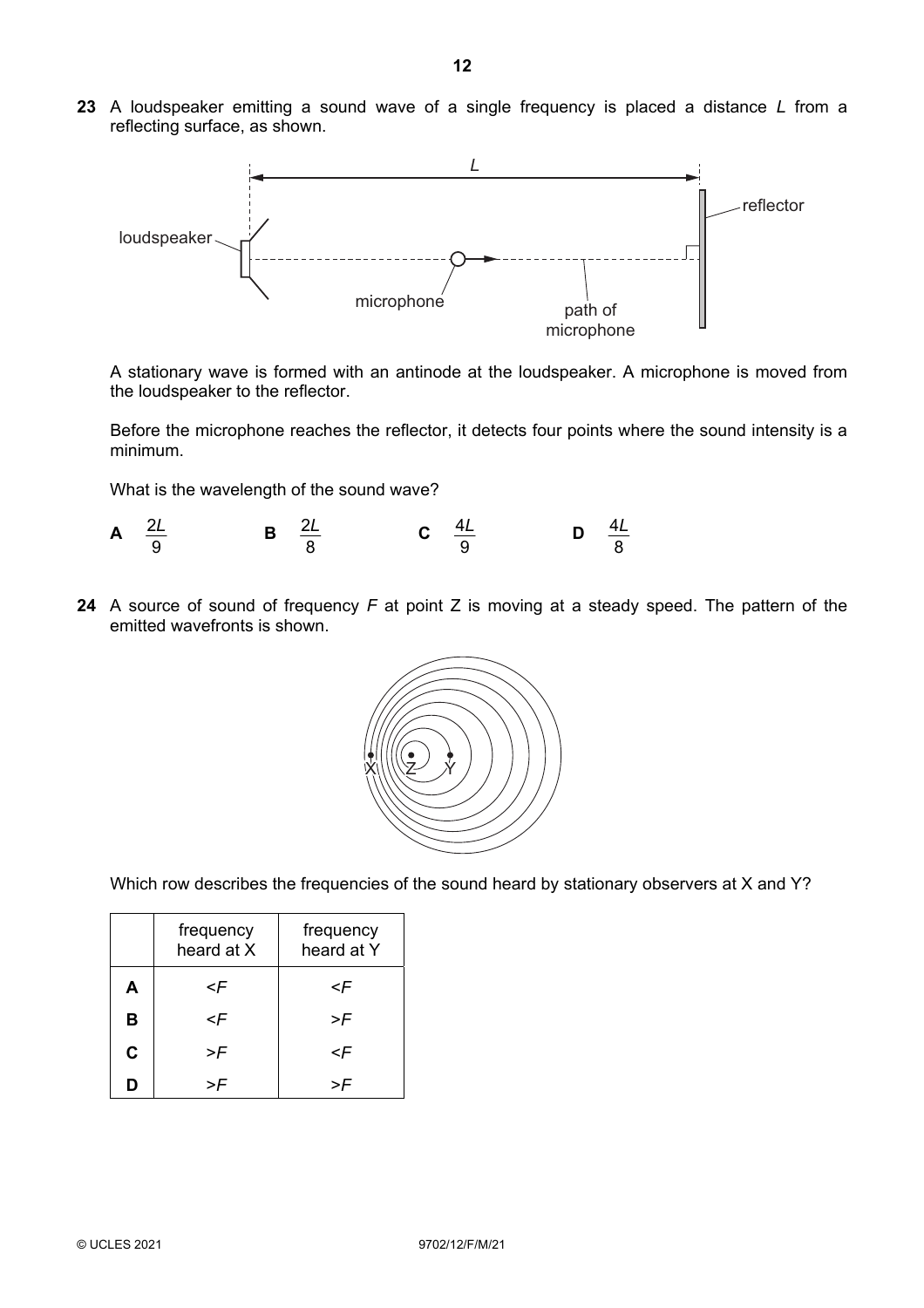**23** A loudspeaker emitting a sound wave of a single frequency is placed a distance $L$ from a reflecting surface, as shown.

A stationary wave is formed with an antinode at the loudspeaker. A microphone is moved from the loudspeaker to the reflector.

Before the microphone reaches the reflector, it detects four points where the sound intensity is a minimum.

What is the wavelength of the sound wave?

**A** $\frac{2L}{9}$ **B** $\frac{2L}{8}$ **C** $\frac{4L}{9}$ **D** $\frac{4L}{8}$

**24** A source of sound of frequency $F$ at point Z is moving at a steady speed. The pattern of the emitted wavefronts is shown.

Which row describes the frequencies of the sound heard by stationary observers at X and Y?

| | frequency heard at X | frequency heard at Y |
|---|---|---|
| **A** | $<F$ | $<F$ |
| **B** | $<F$ | $>F$ |
| **C** | $>F$ | $<F$ |
| **D** | $>F$ | $>F$ |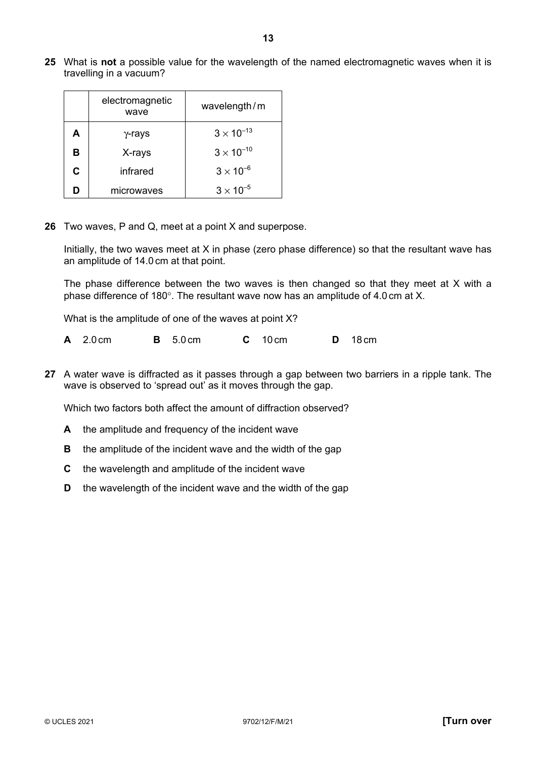**25** What is **not** a possible value for the wavelength of the named electromagnetic waves when it is travelling in a vacuum?

| | electromagnetic wave | wavelength / m |
|---|---|---|
| **A** | γ-rays | $3 \times 10^{-13}$ |
| **B** | X-rays | $3 \times 10^{-10}$ |
| **C** | infrared | $3 \times 10^{-6}$ |
| **D** | microwaves | $3 \times 10^{-5}$ |

**26** Two waves, P and Q, meet at a point X and superpose.

Initially, the two waves meet at X in phase (zero phase difference) so that the resultant wave has an amplitude of 14.0 cm at that point.

The phase difference between the two waves is then changed so that they meet at X with a phase difference of 180°. The resultant wave now has an amplitude of 4.0 cm at X.

What is the amplitude of one of the waves at point X?

**A** 2.0 cm **B** 5.0 cm **C** 10 cm **D** 18 cm

**27** A water wave is diffracted as it passes through a gap between two barriers in a ripple tank. The wave is observed to 'spread out' as it moves through the gap.

Which two factors both affect the amount of diffraction observed?

**A** the amplitude and frequency of the incident wave

**B** the amplitude of the incident wave and the width of the gap

**C** the wavelength and amplitude of the incident wave

**D** the wavelength of the incident wave and the width of the gap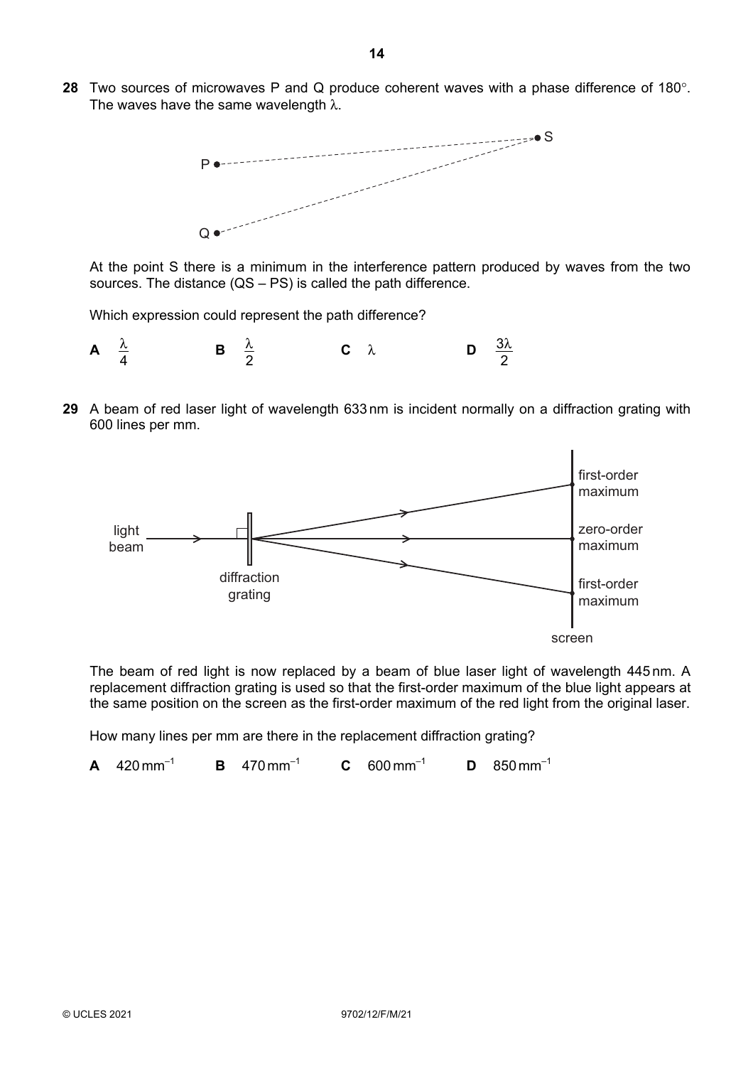**28** Two sources of microwaves P and Q produce coherent waves with a phase difference of 180°. The waves have the same wavelength $\lambda$.

At the point S there is a minimum in the interference pattern produced by waves from the two sources. The distance (QS – PS) is called the path difference.

Which expression could represent the path difference?

**A** $\frac{\lambda}{4}$ **B** $\frac{\lambda}{2}$ **C** $\lambda$ **D** $\frac{3\lambda}{2}$

**29** A beam of red laser light of wavelength 633 nm is incident normally on a diffraction grating with 600 lines per mm.

The beam of red light is now replaced by a beam of blue laser light of wavelength 445 nm. A replacement diffraction grating is used so that the first-order maximum of the blue light appears at the same position on the screen as the first-order maximum of the red light from the original laser.

How many lines per mm are there in the replacement diffraction grating?

**A** $420\,\text{mm}^{-1}$ **B** $470\,\text{mm}^{-1}$ **C** $600\,\text{mm}^{-1}$ **D** $850\,\text{mm}^{-1}$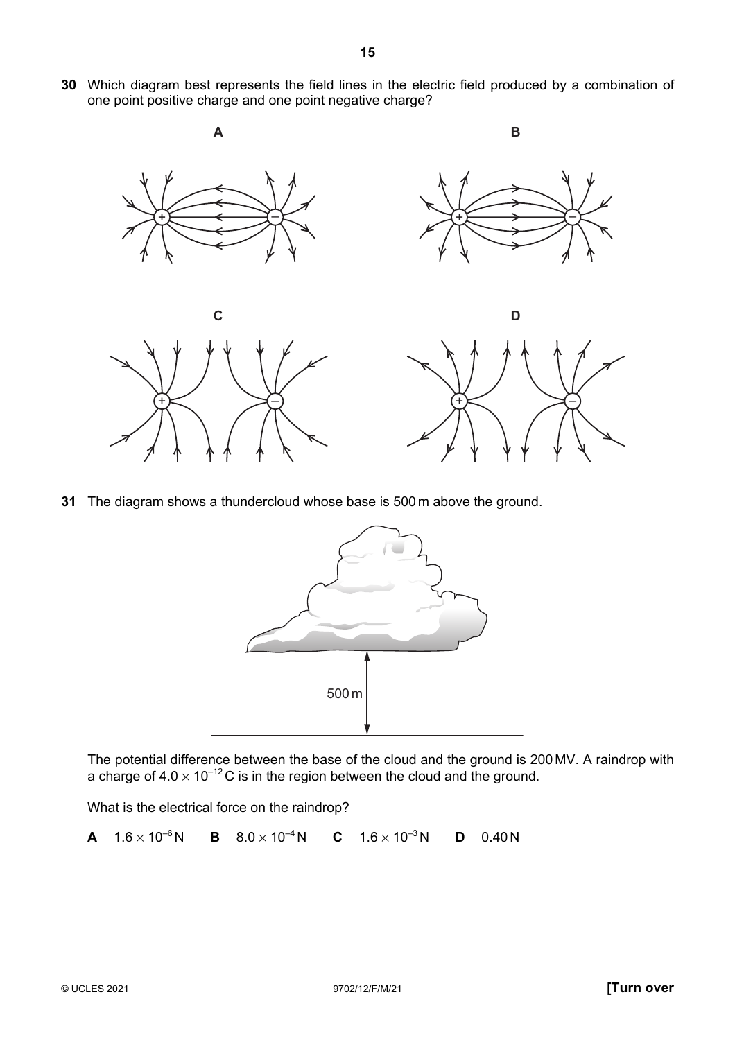**30** Which diagram best represents the field lines in the electric field produced by a combination of one point positive charge and one point negative charge?

A

B

C

D

**31** The diagram shows a thundercloud whose base is 500 m above the ground.

500 m

The potential difference between the base of the cloud and the ground is 200 MV. A raindrop with a charge of $4.0 \times 10^{-12}$ C is in the region between the cloud and the ground.

What is the electrical force on the raindrop?

**A** $1.6 \times 10^{-6}$ N **B** $8.0 \times 10^{-4}$ N **C** $1.6 \times 10^{-3}$ N **D** 0.40 N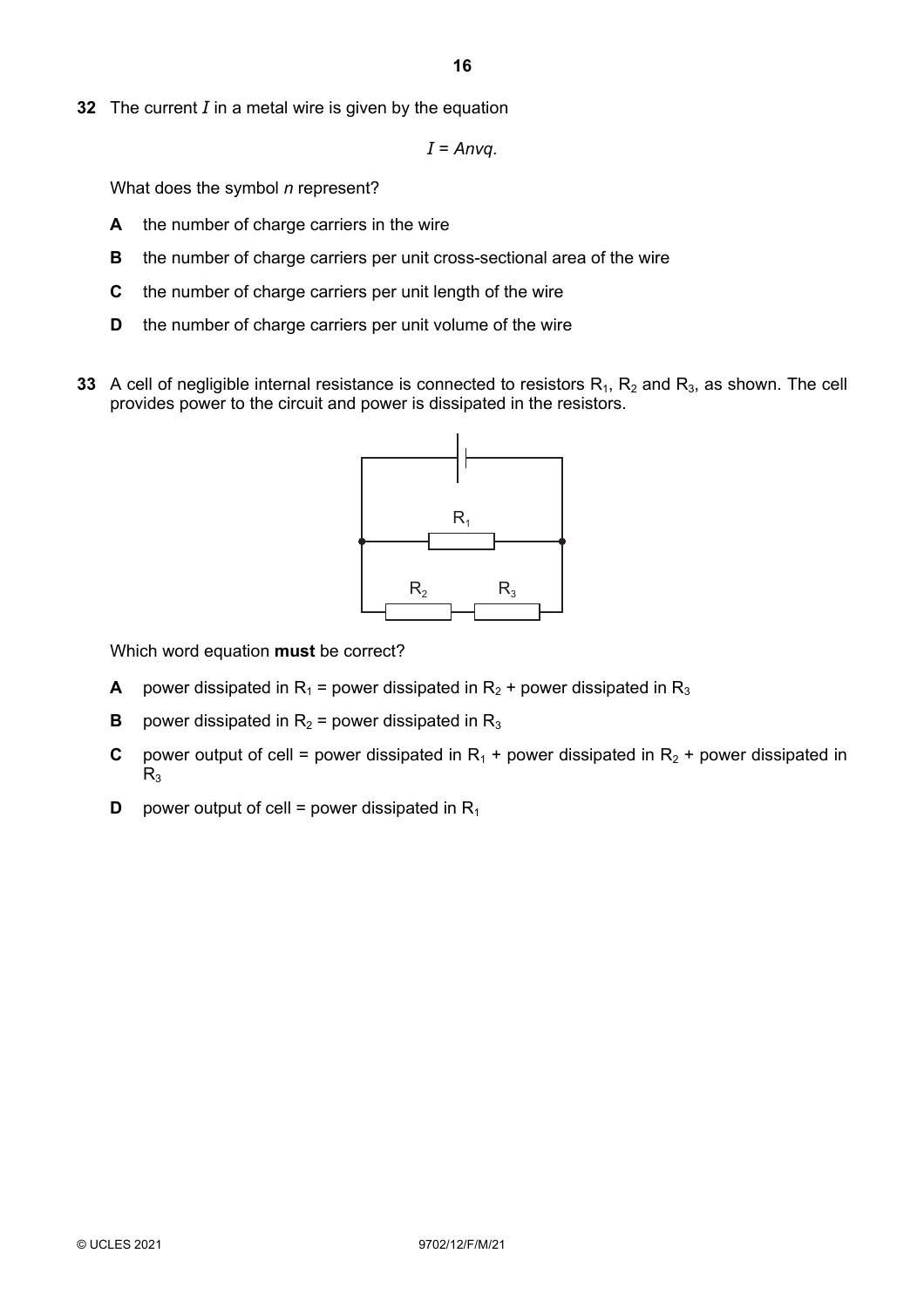**32** The current $I$ in a metal wire is given by the equation

$$I = Anvq.$$

What does the symbol $n$ represent?

- **A** the number of charge carriers in the wire
- **B** the number of charge carriers per unit cross-sectional area of the wire
- **C** the number of charge carriers per unit length of the wire
- **D** the number of charge carriers per unit volume of the wire

**33** A cell of negligible internal resistance is connected to resistors $R_1$, $R_2$ and $R_3$, as shown. The cell provides power to the circuit and power is dissipated in the resistors.

Which word equation **must** be correct?

- **A** power dissipated in $R_1$ = power dissipated in $R_2$ + power dissipated in $R_3$
- **B** power dissipated in $R_2$ = power dissipated in $R_3$
- **C** power output of cell = power dissipated in $R_1$ + power dissipated in $R_2$ + power dissipated in $R_3$
- **D** power output of cell = power dissipated in $R_1$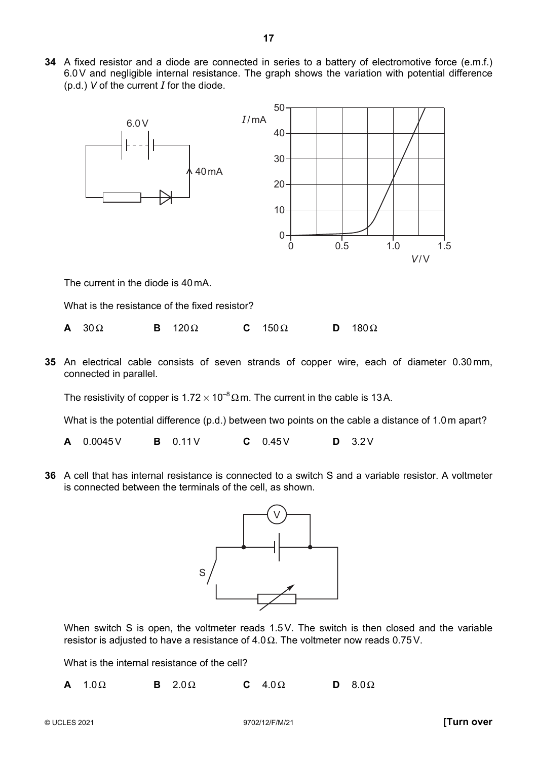**34** A fixed resistor and a diode are connected in series to a battery of electromotive force (e.m.f.) 6.0 V and negligible internal resistance. The graph shows the variation with potential difference (p.d.) $V$ of the current $I$ for the diode.

The current in the diode is 40 mA.

What is the resistance of the fixed resistor?

**A** 30 Ω **B** 120 Ω **C** 150 Ω **D** 180 Ω

**35** An electrical cable consists of seven strands of copper wire, each of diameter 0.30 mm, connected in parallel.

The resistivity of copper is $1.72 \times 10^{-8}$ Ω m. The current in the cable is 13 A.

What is the potential difference (p.d.) between two points on the cable a distance of 1.0 m apart?

**A** 0.0045 V **B** 0.11 V **C** 0.45 V **D** 3.2 V

**36** A cell that has internal resistance is connected to a switch S and a variable resistor. A voltmeter is connected between the terminals of the cell, as shown.

When switch S is open, the voltmeter reads 1.5 V. The switch is then closed and the variable resistor is adjusted to have a resistance of 4.0 Ω. The voltmeter now reads 0.75 V.

What is the internal resistance of the cell?

**A** 1.0 Ω **B** 2.0 Ω **C** 4.0 Ω **D** 8.0 Ω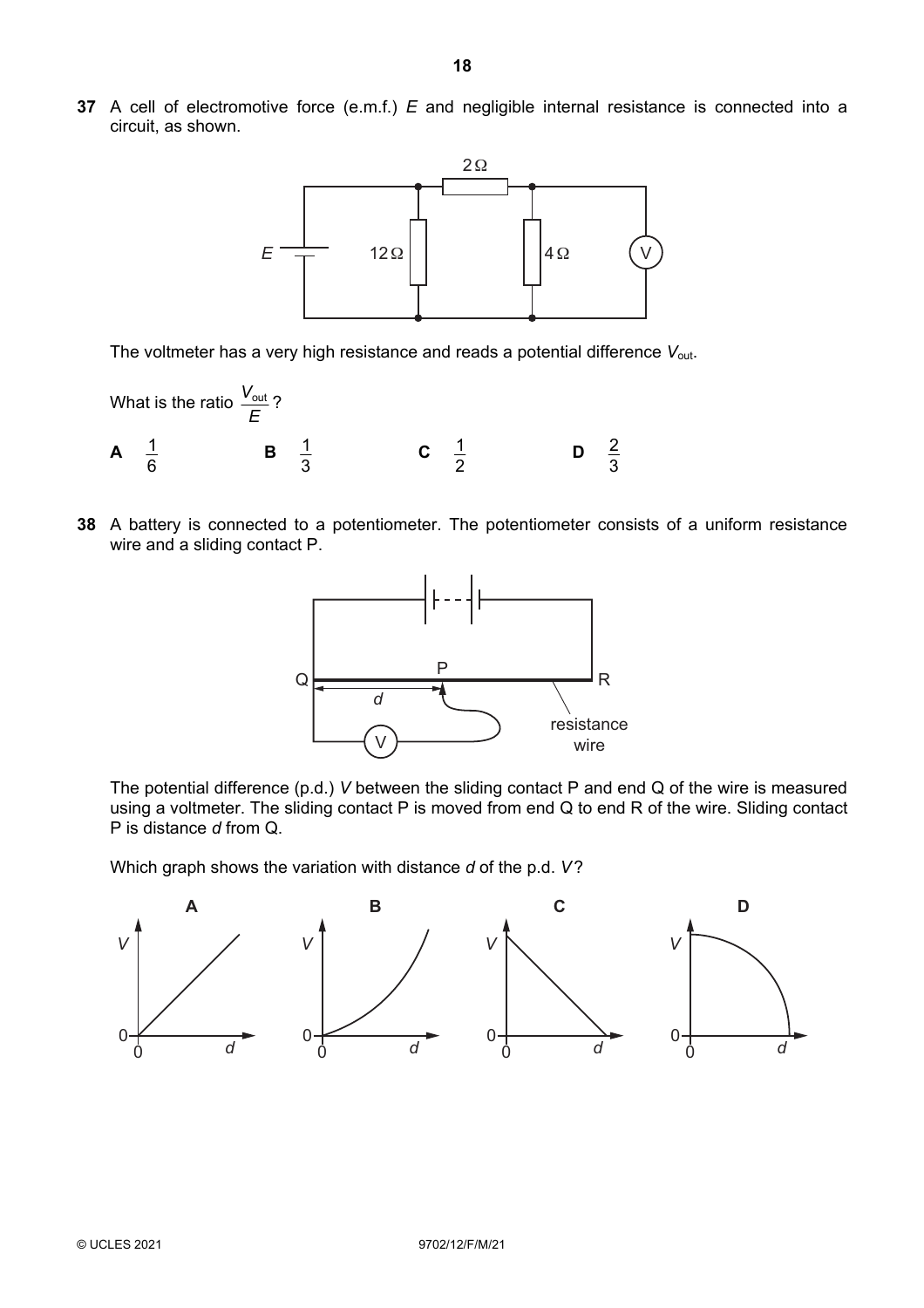**37** A cell of electromotive force (e.m.f.) $E$ and negligible internal resistance is connected into a circuit, as shown.

The voltmeter has a very high resistance and reads a potential difference $V_{out}$.

What is the ratio $\dfrac{V_{out}}{E}$ ?

**A** $\dfrac{1}{6}$ **B** $\dfrac{1}{3}$ **C** $\dfrac{1}{2}$ **D** $\dfrac{2}{3}$

**38** A battery is connected to a potentiometer. The potentiometer consists of a uniform resistance wire and a sliding contact P.

The potential difference (p.d.) $V$ between the sliding contact P and end Q of the wire is measured using a voltmeter. The sliding contact P is moved from end Q to end R of the wire. Sliding contact P is distance $d$ from Q.

Which graph shows the variation with distance $d$ of the p.d. $V$?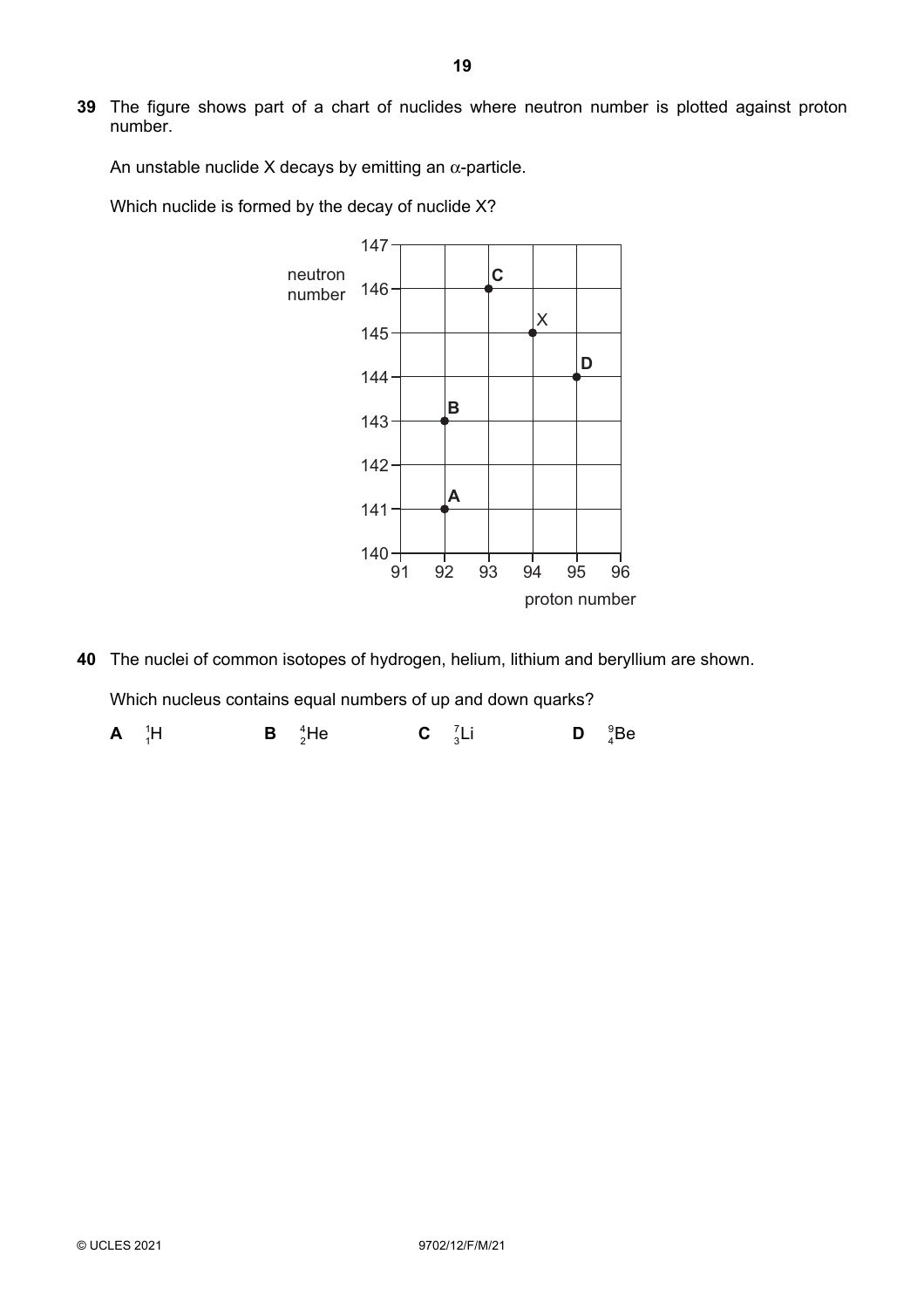**39** The figure shows part of a chart of nuclides where neutron number is plotted against proton number.

An unstable nuclide X decays by emitting an $\alpha$-particle.

Which nuclide is formed by the decay of nuclide X?

| | proton number | neutron number |
|---|---|---|
| A | 92 | 141 |
| B | 92 | 143 |
| C | 93 | 146 |
| X | 94 | 145 |
| D | 95 | 144 |

**40** The nuclei of common isotopes of hydrogen, helium, lithium and beryllium are shown.

Which nucleus contains equal numbers of up and down quarks?

**A** $^{1}_{1}H$ **B** $^{4}_{2}He$ **C** $^{7}_{3}Li$ **D** $^{9}_{4}Be$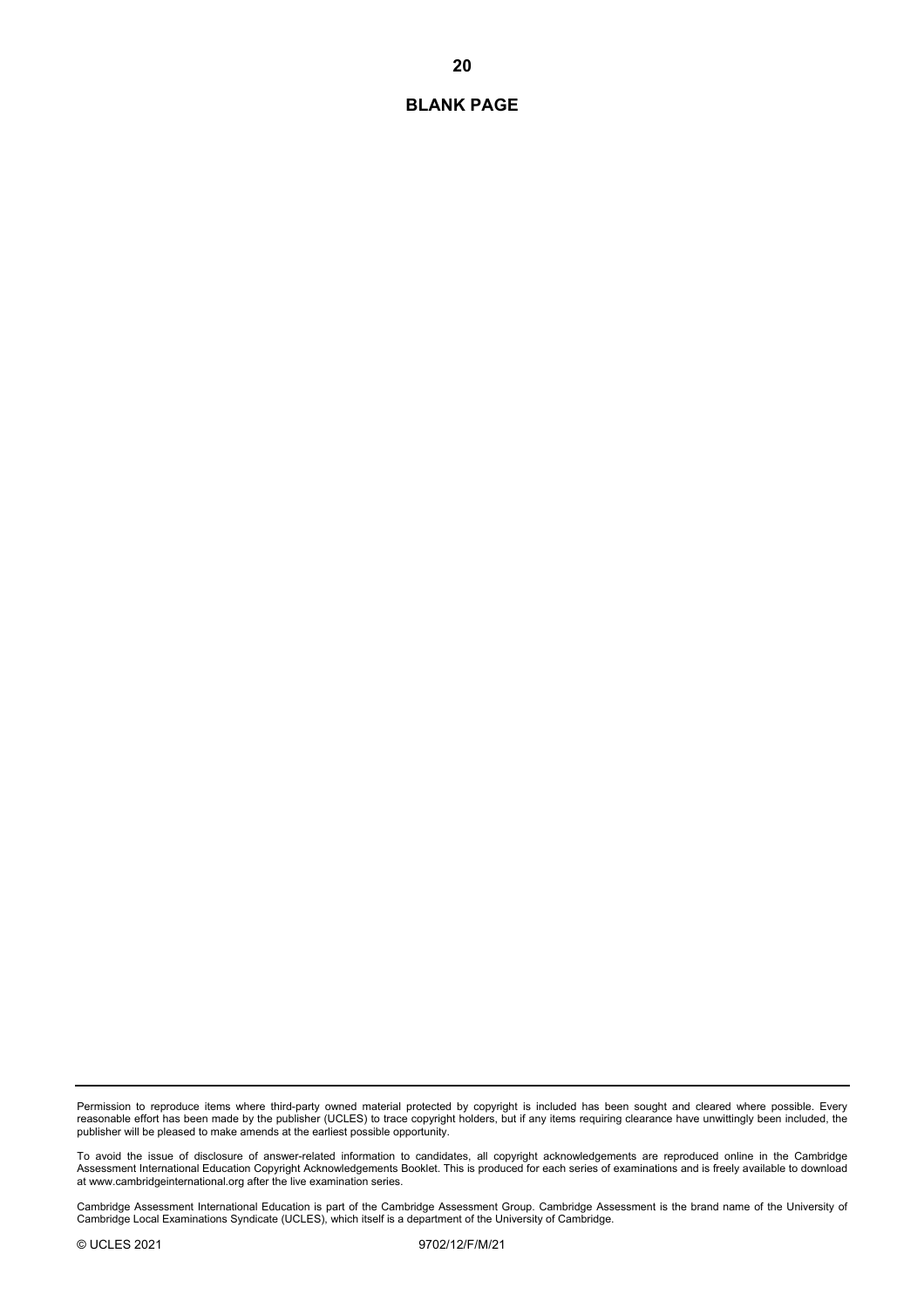**BLANK PAGE**

Permission to reproduce items where third-party owned material protected by copyright is included has been sought and cleared where possible. Every reasonable effort has been made by the publisher (UCLES) to trace copyright holders, but if any items requiring clearance have unwittingly been included, the publisher will be pleased to make amends at the earliest possible opportunity.

To avoid the issue of disclosure of answer-related information to candidates, all copyright acknowledgements are reproduced online in the Cambridge Assessment International Education Copyright Acknowledgements Booklet. This is produced for each series of examinations and is freely available to download at www.cambridgeinternational.org after the live examination series.

Cambridge Assessment International Education is part of the Cambridge Assessment Group. Cambridge Assessment is the brand name of the University of Cambridge Local Examinations Syndicate (UCLES), which itself is a department of the University of Cambridge.

© UCLES 2021 9702/12/F/M/21